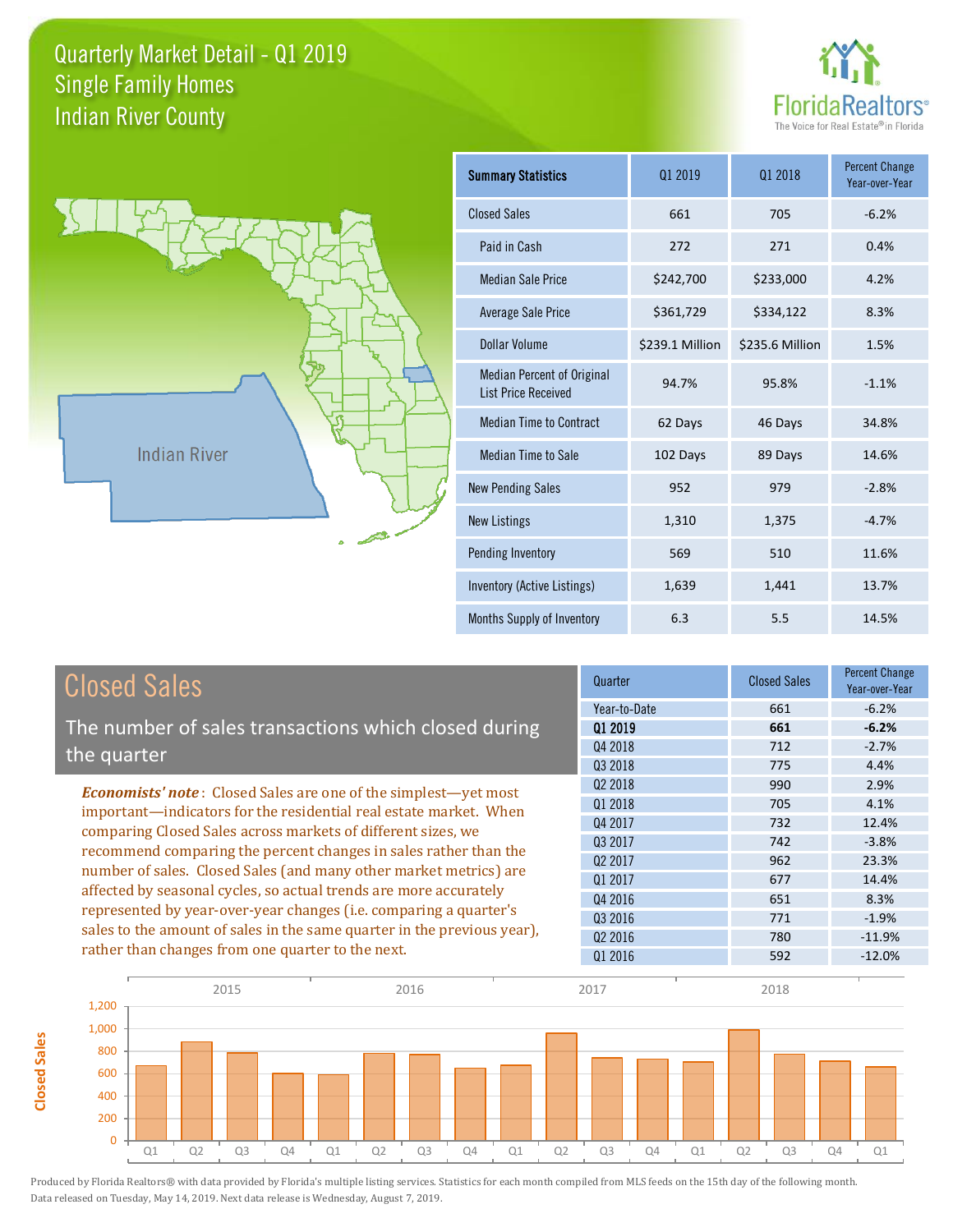# Quarterly Market Detail - Q1 2019
## Single Family Homes
## Indian River County

FloridaRealtors® The Voice for Real Estate® in Florida

Indian River

| Summary Statistics | Q1 2019 | Q1 2018 | Percent Change Year-over-Year |
|---|---|---|---|
| Closed Sales | 661 | 705 | -6.2% |
| Paid in Cash | 272 | 271 | 0.4% |
| Median Sale Price | $242,700 | $233,000 | 4.2% |
| Average Sale Price | $361,729 | $334,122 | 8.3% |
| Dollar Volume | $239.1 Million | $235.6 Million | 1.5% |
| Median Percent of Original List Price Received | 94.7% | 95.8% | -1.1% |
| Median Time to Contract | 62 Days | 46 Days | 34.8% |
| Median Time to Sale | 102 Days | 89 Days | 14.6% |
| New Pending Sales | 952 | 979 | -2.8% |
| New Listings | 1,310 | 1,375 | -4.7% |
| Pending Inventory | 569 | 510 | 11.6% |
| Inventory (Active Listings) | 1,639 | 1,441 | 13.7% |
| Months Supply of Inventory | 6.3 | 5.5 | 14.5% |

## Closed Sales

The number of sales transactions which closed during the quarter

*Economists' note*: Closed Sales are one of the simplest—yet most important—indicators for the residential real estate market. When comparing Closed Sales across markets of different sizes, we recommend comparing the percent changes in sales rather than the number of sales. Closed Sales (and many other market metrics) are affected by seasonal cycles, so actual trends are more accurately represented by year-over-year changes (i.e. comparing a quarter's sales to the amount of sales in the same quarter in the previous year), rather than changes from one quarter to the next.

| Quarter | Closed Sales | Percent Change Year-over-Year |
|---|---|---|
| Year-to-Date | 661 | -6.2% |
| **Q1 2019** | **661** | **-6.2%** |
| Q4 2018 | 712 | -2.7% |
| Q3 2018 | 775 | 4.4% |
| Q2 2018 | 990 | 2.9% |
| Q1 2018 | 705 | 4.1% |
| Q4 2017 | 732 | 12.4% |
| Q3 2017 | 742 | -3.8% |
| Q2 2017 | 962 | 23.3% |
| Q1 2017 | 677 | 14.4% |
| Q4 2016 | 651 | 8.3% |
| Q3 2016 | 771 | -1.9% |
| Q2 2016 | 780 | -11.9% |
| Q1 2016 | 592 | -12.0% |

Produced by Florida Realtors® with data provided by Florida's multiple listing services. Statistics for each month compiled from MLS feeds on the 15th day of the following month. Data released on Tuesday, May 14, 2019. Next data release is Wednesday, August 7, 2019.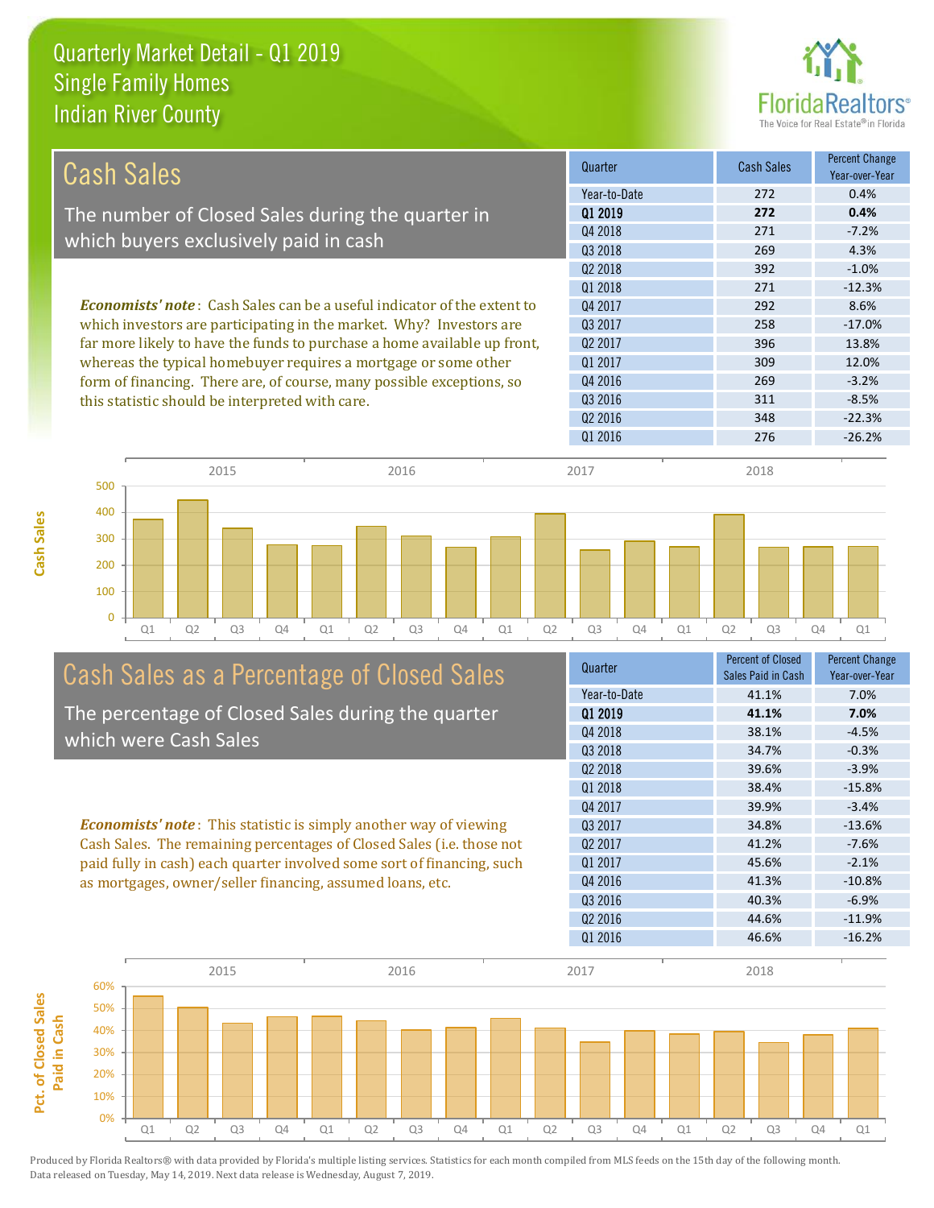# Quarterly Market Detail - Q1 2019
## Single Family Homes
## Indian River County

FloridaRealtors® The Voice for Real Estate® in Florida

## Cash Sales

The number of Closed Sales during the quarter in which buyers exclusively paid in cash

***Economists' note***: Cash Sales can be a useful indicator of the extent to which investors are participating in the market. Why? Investors are far more likely to have the funds to purchase a home available up front, whereas the typical homebuyer requires a mortgage or some other form of financing. There are, of course, many possible exceptions, so this statistic should be interpreted with care.

| Quarter | Cash Sales | Percent Change Year-over-Year |
|---|---|---|
| Year-to-Date | 272 | 0.4% |
| **Q1 2019** | **272** | **0.4%** |
| Q4 2018 | 271 | -7.2% |
| Q3 2018 | 269 | 4.3% |
| Q2 2018 | 392 | -1.0% |
| Q1 2018 | 271 | -12.3% |
| Q4 2017 | 292 | 8.6% |
| Q3 2017 | 258 | -17.0% |
| Q2 2017 | 396 | 13.8% |
| Q1 2017 | 309 | 12.0% |
| Q4 2016 | 269 | -3.2% |
| Q3 2016 | 311 | -8.5% |
| Q2 2016 | 348 | -22.3% |
| Q1 2016 | 276 | -26.2% |

## Cash Sales as a Percentage of Closed Sales

The percentage of Closed Sales during the quarter which were Cash Sales

***Economists' note***: This statistic is simply another way of viewing Cash Sales. The remaining percentages of Closed Sales (i.e. those not paid fully in cash) each quarter involved some sort of financing, such as mortgages, owner/seller financing, assumed loans, etc.

| Quarter | Percent of Closed Sales Paid in Cash | Percent Change Year-over-Year |
|---|---|---|
| Year-to-Date | 41.1% | 7.0% |
| **Q1 2019** | **41.1%** | **7.0%** |
| Q4 2018 | 38.1% | -4.5% |
| Q3 2018 | 34.7% | -0.3% |
| Q2 2018 | 39.6% | -3.9% |
| Q1 2018 | 38.4% | -15.8% |
| Q4 2017 | 39.9% | -3.4% |
| Q3 2017 | 34.8% | -13.6% |
| Q2 2017 | 41.2% | -7.6% |
| Q1 2017 | 45.6% | -2.1% |
| Q4 2016 | 41.3% | -10.8% |
| Q3 2016 | 40.3% | -6.9% |
| Q2 2016 | 44.6% | -11.9% |
| Q1 2016 | 46.6% | -16.2% |

Produced by Florida Realtors® with data provided by Florida's multiple listing services. Statistics for each month compiled from MLS feeds on the 15th day of the following month. Data released on Tuesday, May 14, 2019. Next data release is Wednesday, August 7, 2019.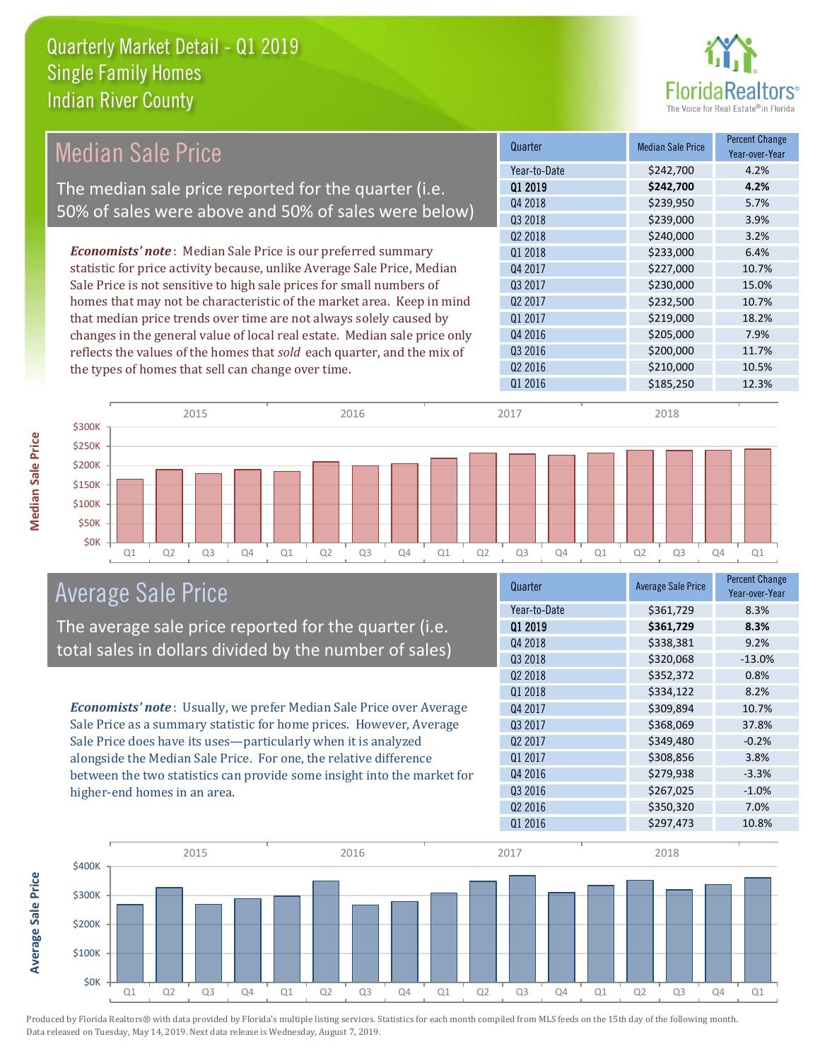# Quarterly Market Detail - Q1 2019
## Single Family Homes
## Indian River County

## Median Sale Price

The median sale price reported for the quarter (i.e. 50% of sales were above and 50% of sales were below)

*Economists' note*: Median Sale Price is our preferred summary statistic for price activity because, unlike Average Sale Price, Median Sale Price is not sensitive to high sale prices for small numbers of homes that may not be characteristic of the market area. Keep in mind that median price trends over time are not always solely caused by changes in the general value of local real estate. Median sale price only reflects the values of the homes that *sold* each quarter, and the mix of the types of homes that sell can change over time.

| Quarter | Median Sale Price | Percent Change Year-over-Year |
|---|---|---|
| Year-to-Date | $242,700 | 4.2% |
| **Q1 2019** | **$242,700** | **4.2%** |
| Q4 2018 | $239,950 | 5.7% |
| Q3 2018 | $239,000 | 3.9% |
| Q2 2018 | $240,000 | 3.2% |
| Q1 2018 | $233,000 | 6.4% |
| Q4 2017 | $227,000 | 10.7% |
| Q3 2017 | $230,000 | 15.0% |
| Q2 2017 | $232,500 | 10.7% |
| Q1 2017 | $219,000 | 18.2% |
| Q4 2016 | $205,000 | 7.9% |
| Q3 2016 | $200,000 | 11.7% |
| Q2 2016 | $210,000 | 10.5% |
| Q1 2016 | $185,250 | 12.3% |

## Average Sale Price

The average sale price reported for the quarter (i.e. total sales in dollars divided by the number of sales)

*Economists' note*: Usually, we prefer Median Sale Price over Average Sale Price as a summary statistic for home prices. However, Average Sale Price does have its uses—particularly when it is analyzed alongside the Median Sale Price. For one, the relative difference between the two statistics can provide some insight into the market for higher-end homes in an area.

| Quarter | Average Sale Price | Percent Change Year-over-Year |
|---|---|---|
| Year-to-Date | $361,729 | 8.3% |
| **Q1 2019** | **$361,729** | **8.3%** |
| Q4 2018 | $338,381 | 9.2% |
| Q3 2018 | $320,068 | -13.0% |
| Q2 2018 | $352,372 | 0.8% |
| Q1 2018 | $334,122 | 8.2% |
| Q4 2017 | $309,894 | 10.7% |
| Q3 2017 | $368,069 | 37.8% |
| Q2 2017 | $349,480 | -0.2% |
| Q1 2017 | $308,856 | 3.8% |
| Q4 2016 | $279,938 | -3.3% |
| Q3 2016 | $267,025 | -1.0% |
| Q2 2016 | $350,320 | 7.0% |
| Q1 2016 | $297,473 | 10.8% |

Produced by Florida Realtors® with data provided by Florida's multiple listing services. Statistics for each month compiled from MLS feeds on the 15th day of the following month. Data released on Tuesday, May 14, 2019. Next data release is Wednesday, August 7, 2019.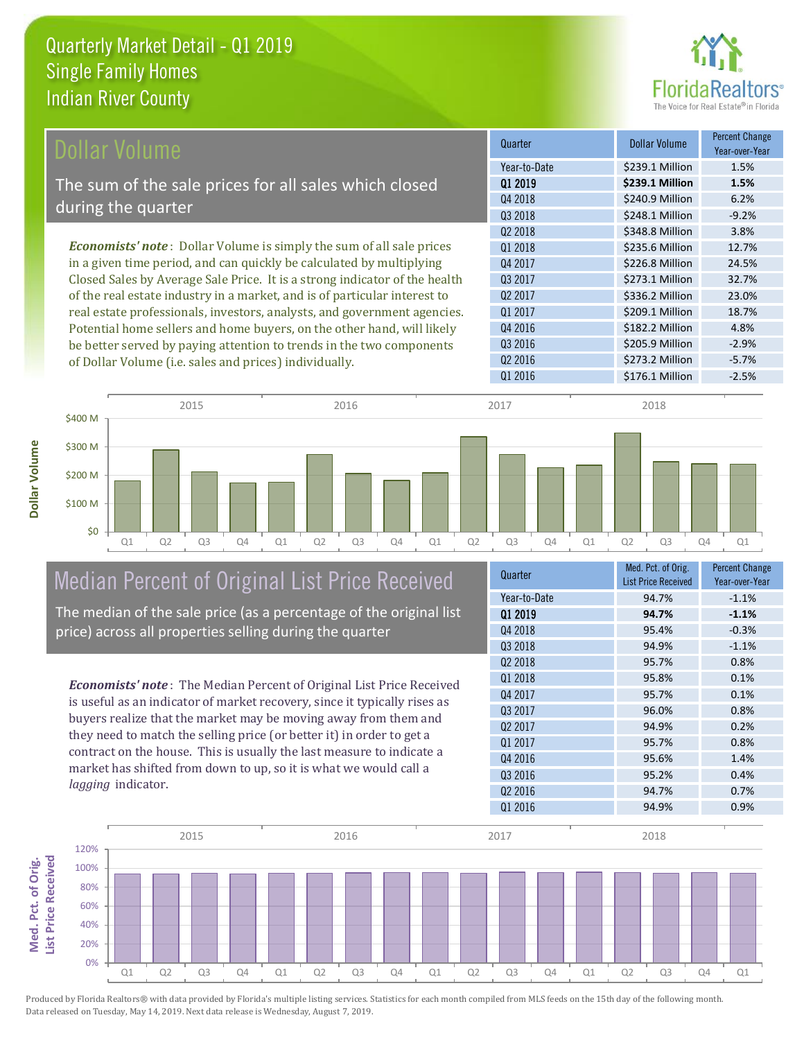# Quarterly Market Detail - Q1 2019
## Single Family Homes
## Indian River County

## Dollar Volume

The sum of the sale prices for all sales which closed during the quarter

*Economists' note* : Dollar Volume is simply the sum of all sale prices in a given time period, and can quickly be calculated by multiplying Closed Sales by Average Sale Price. It is a strong indicator of the health of the real estate industry in a market, and is of particular interest to real estate professionals, investors, analysts, and government agencies. Potential home sellers and home buyers, on the other hand, will likely be better served by paying attention to trends in the two components of Dollar Volume (i.e. sales and prices) individually.

| Quarter | Dollar Volume | Percent Change Year-over-Year |
|---|---|---|
| Year-to-Date | $239.1 Million | 1.5% |
| **Q1 2019** | **$239.1 Million** | **1.5%** |
| Q4 2018 | $240.9 Million | 6.2% |
| Q3 2018 | $248.1 Million | -9.2% |
| Q2 2018 | $348.8 Million | 3.8% |
| Q1 2018 | $235.6 Million | 12.7% |
| Q4 2017 | $226.8 Million | 24.5% |
| Q3 2017 | $273.1 Million | 32.7% |
| Q2 2017 | $336.2 Million | 23.0% |
| Q1 2017 | $209.1 Million | 18.7% |
| Q4 2016 | $182.2 Million | 4.8% |
| Q3 2016 | $205.9 Million | -2.9% |
| Q2 2016 | $273.2 Million | -5.7% |
| Q1 2016 | $176.1 Million | -2.5% |

## Median Percent of Original List Price Received

The median of the sale price (as a percentage of the original list price) across all properties selling during the quarter

*Economists' note* : The Median Percent of Original List Price Received is useful as an indicator of market recovery, since it typically rises as buyers realize that the market may be moving away from them and they need to match the selling price (or better it) in order to get a contract on the house. This is usually the last measure to indicate a market has shifted from down to up, so it is what we would call a *lagging* indicator.

| Quarter | Med. Pct. of Orig. List Price Received | Percent Change Year-over-Year |
|---|---|---|
| Year-to-Date | 94.7% | -1.1% |
| **Q1 2019** | **94.7%** | **-1.1%** |
| Q4 2018 | 95.4% | -0.3% |
| Q3 2018 | 94.9% | -1.1% |
| Q2 2018 | 95.7% | 0.8% |
| Q1 2018 | 95.8% | 0.1% |
| Q4 2017 | 95.7% | 0.1% |
| Q3 2017 | 96.0% | 0.8% |
| Q2 2017 | 94.9% | 0.2% |
| Q1 2017 | 95.7% | 0.8% |
| Q4 2016 | 95.6% | 1.4% |
| Q3 2016 | 95.2% | 0.4% |
| Q2 2016 | 94.7% | 0.7% |
| Q1 2016 | 94.9% | 0.9% |

Produced by Florida Realtors® with data provided by Florida's multiple listing services. Statistics for each month compiled from MLS feeds on the 15th day of the following month. Data released on Tuesday, May 14, 2019. Next data release is Wednesday, August 7, 2019.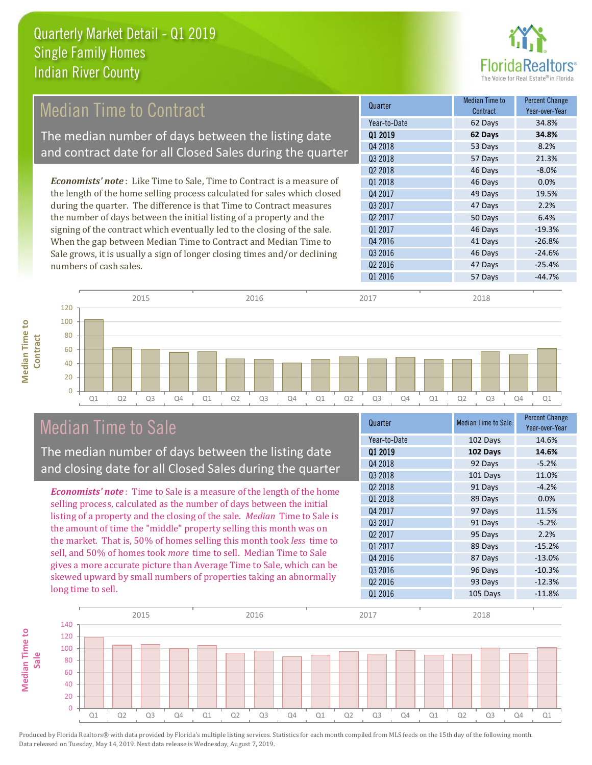# Quarterly Market Detail - Q1 2019
## Single Family Homes
## Indian River County

## Median Time to Contract

The median number of days between the listing date and contract date for all Closed Sales during the quarter

*Economists' note*: Like Time to Sale, Time to Contract is a measure of the length of the home selling process calculated for sales which closed during the quarter. The difference is that Time to Contract measures the number of days between the initial listing of a property and the signing of the contract which eventually led to the closing of the sale. When the gap between Median Time to Contract and Median Time to Sale grows, it is usually a sign of longer closing times and/or declining numbers of cash sales.

| Quarter | Median Time to Contract | Percent Change Year-over-Year |
|---|---|---|
| Year-to-Date | 62 Days | 34.8% |
| **Q1 2019** | **62 Days** | **34.8%** |
| Q4 2018 | 53 Days | 8.2% |
| Q3 2018 | 57 Days | 21.3% |
| Q2 2018 | 46 Days | -8.0% |
| Q1 2018 | 46 Days | 0.0% |
| Q4 2017 | 49 Days | 19.5% |
| Q3 2017 | 47 Days | 2.2% |
| Q2 2017 | 50 Days | 6.4% |
| Q1 2017 | 46 Days | -19.3% |
| Q4 2016 | 41 Days | -26.8% |
| Q3 2016 | 46 Days | -24.6% |
| Q2 2016 | 47 Days | -25.4% |
| Q1 2016 | 57 Days | -44.7% |

## Median Time to Sale

The median number of days between the listing date and closing date for all Closed Sales during the quarter

*Economists' note*: Time to Sale is a measure of the length of the home selling process, calculated as the number of days between the initial listing of a property and the closing of the sale. *Median* Time to Sale is the amount of time the "middle" property selling this month was on the market. That is, 50% of homes selling this month took *less* time to sell, and 50% of homes took *more* time to sell. Median Time to Sale gives a more accurate picture than Average Time to Sale, which can be skewed upward by small numbers of properties taking an abnormally long time to sell.

| Quarter | Median Time to Sale | Percent Change Year-over-Year |
|---|---|---|
| Year-to-Date | 102 Days | 14.6% |
| **Q1 2019** | **102 Days** | **14.6%** |
| Q4 2018 | 92 Days | -5.2% |
| Q3 2018 | 101 Days | 11.0% |
| Q2 2018 | 91 Days | -4.2% |
| Q1 2018 | 89 Days | 0.0% |
| Q4 2017 | 97 Days | 11.5% |
| Q3 2017 | 91 Days | -5.2% |
| Q2 2017 | 95 Days | 2.2% |
| Q1 2017 | 89 Days | -15.2% |
| Q4 2016 | 87 Days | -13.0% |
| Q3 2016 | 96 Days | -10.3% |
| Q2 2016 | 93 Days | -12.3% |
| Q1 2016 | 105 Days | -11.8% |

Produced by Florida Realtors® with data provided by Florida's multiple listing services. Statistics for each month compiled from MLS feeds on the 15th day of the following month. Data released on Tuesday, May 14, 2019. Next data release is Wednesday, August 7, 2019.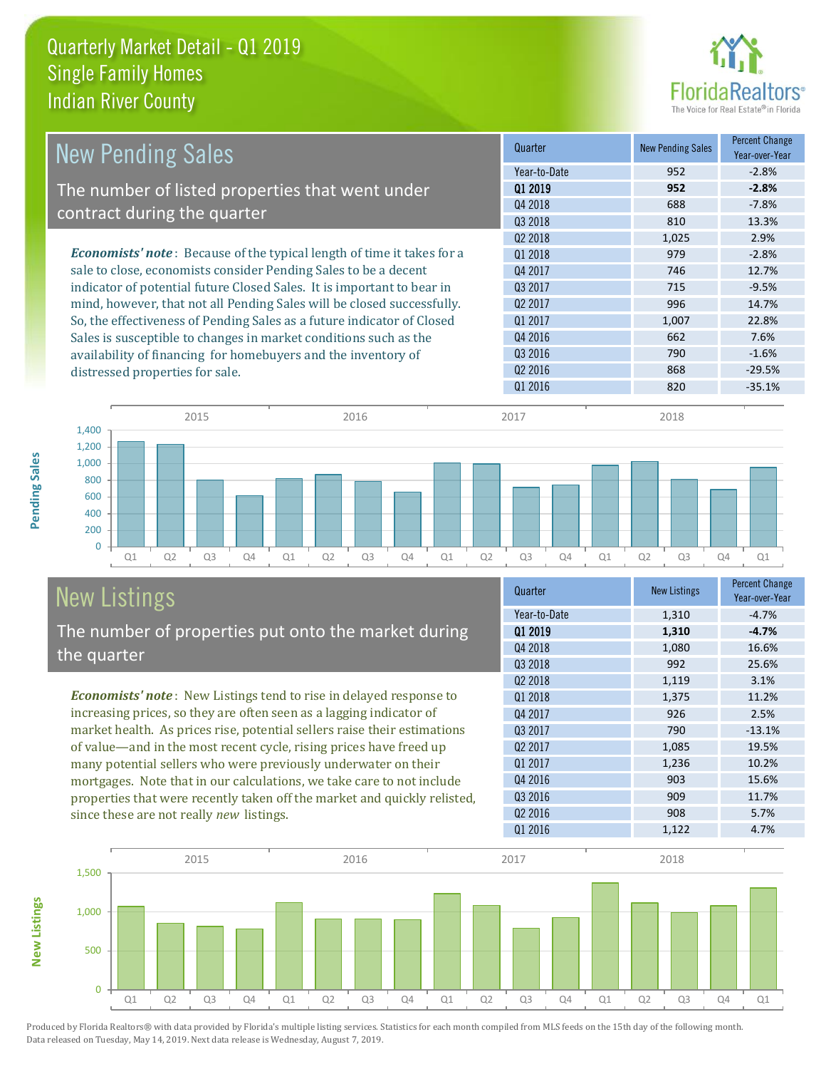# Quarterly Market Detail - Q1 2019
## Single Family Homes
## Indian River County

## New Pending Sales

The number of listed properties that went under contract during the quarter

***Economists' note***: Because of the typical length of time it takes for a sale to close, economists consider Pending Sales to be a decent indicator of potential future Closed Sales. It is important to bear in mind, however, that not all Pending Sales will be closed successfully. So, the effectiveness of Pending Sales as a future indicator of Closed Sales is susceptible to changes in market conditions such as the availability of financing for homebuyers and the inventory of distressed properties for sale.

| Quarter | New Pending Sales | Percent Change Year-over-Year |
|---|---|---|
| Year-to-Date | 952 | -2.8% |
| **Q1 2019** | **952** | **-2.8%** |
| Q4 2018 | 688 | -7.8% |
| Q3 2018 | 810 | 13.3% |
| Q2 2018 | 1,025 | 2.9% |
| Q1 2018 | 979 | -2.8% |
| Q4 2017 | 746 | 12.7% |
| Q3 2017 | 715 | -9.5% |
| Q2 2017 | 996 | 14.7% |
| Q1 2017 | 1,007 | 22.8% |
| Q4 2016 | 662 | 7.6% |
| Q3 2016 | 790 | -1.6% |
| Q2 2016 | 868 | -29.5% |
| Q1 2016 | 820 | -35.1% |

## New Listings

The number of properties put onto the market during the quarter

***Economists' note***: New Listings tend to rise in delayed response to increasing prices, so they are often seen as a lagging indicator of market health. As prices rise, potential sellers raise their estimations of value—and in the most recent cycle, rising prices have freed up many potential sellers who were previously underwater on their mortgages. Note that in our calculations, we take care to not include properties that were recently taken off the market and quickly relisted, since these are not really *new* listings.

| Quarter | New Listings | Percent Change Year-over-Year |
|---|---|---|
| Year-to-Date | 1,310 | -4.7% |
| **Q1 2019** | **1,310** | **-4.7%** |
| Q4 2018 | 1,080 | 16.6% |
| Q3 2018 | 992 | 25.6% |
| Q2 2018 | 1,119 | 3.1% |
| Q1 2018 | 1,375 | 11.2% |
| Q4 2017 | 926 | 2.5% |
| Q3 2017 | 790 | -13.1% |
| Q2 2017 | 1,085 | 19.5% |
| Q1 2017 | 1,236 | 10.2% |
| Q4 2016 | 903 | 15.6% |
| Q3 2016 | 909 | 11.7% |
| Q2 2016 | 908 | 5.7% |
| Q1 2016 | 1,122 | 4.7% |

Produced by Florida Realtors® with data provided by Florida's multiple listing services. Statistics for each month compiled from MLS feeds on the 15th day of the following month. Data released on Tuesday, May 14, 2019. Next data release is Wednesday, August 7, 2019.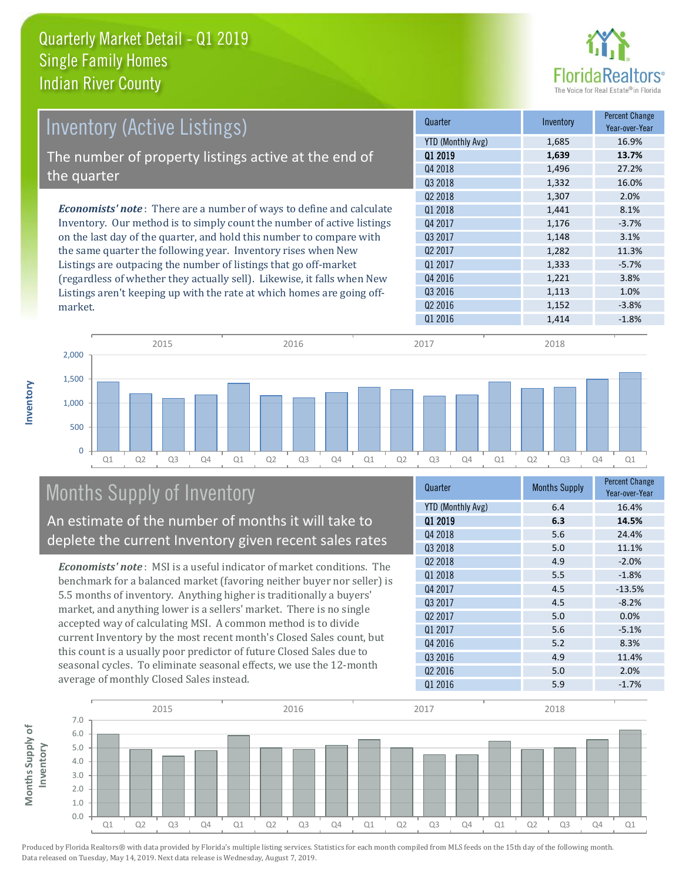# Quarterly Market Detail - Q1 2019
## Single Family Homes
## Indian River County

## Inventory (Active Listings)

The number of property listings active at the end of the quarter

*Economists' note*: There are a number of ways to define and calculate Inventory. Our method is to simply count the number of active listings on the last day of the quarter, and hold this number to compare with the same quarter the following year. Inventory rises when New Listings are outpacing the number of listings that go off-market (regardless of whether they actually sell). Likewise, it falls when New Listings aren't keeping up with the rate at which homes are going off-market.

| Quarter | Inventory | Percent Change Year-over-Year |
|---|---|---|
| YTD (Monthly Avg) | 1,685 | 16.9% |
| **Q1 2019** | **1,639** | **13.7%** |
| Q4 2018 | 1,496 | 27.2% |
| Q3 2018 | 1,332 | 16.0% |
| Q2 2018 | 1,307 | 2.0% |
| Q1 2018 | 1,441 | 8.1% |
| Q4 2017 | 1,176 | -3.7% |
| Q3 2017 | 1,148 | 3.1% |
| Q2 2017 | 1,282 | 11.3% |
| Q1 2017 | 1,333 | -5.7% |
| Q4 2016 | 1,221 | 3.8% |
| Q3 2016 | 1,113 | 1.0% |
| Q2 2016 | 1,152 | -3.8% |
| Q1 2016 | 1,414 | -1.8% |

## Months Supply of Inventory

An estimate of the number of months it will take to deplete the current Inventory given recent sales rates

*Economists' note*: MSI is a useful indicator of market conditions. The benchmark for a balanced market (favoring neither buyer nor seller) is 5.5 months of inventory. Anything higher is traditionally a buyers' market, and anything lower is a sellers' market. There is no single accepted way of calculating MSI. A common method is to divide current Inventory by the most recent month's Closed Sales count, but this count is a usually poor predictor of future Closed Sales due to seasonal cycles. To eliminate seasonal effects, we use the 12-month average of monthly Closed Sales instead.

| Quarter | Months Supply | Percent Change Year-over-Year |
|---|---|---|
| YTD (Monthly Avg) | 6.4 | 16.4% |
| **Q1 2019** | **6.3** | **14.5%** |
| Q4 2018 | 5.6 | 24.4% |
| Q3 2018 | 5.0 | 11.1% |
| Q2 2018 | 4.9 | -2.0% |
| Q1 2018 | 5.5 | -1.8% |
| Q4 2017 | 4.5 | -13.5% |
| Q3 2017 | 4.5 | -8.2% |
| Q2 2017 | 5.0 | 0.0% |
| Q1 2017 | 5.6 | -5.1% |
| Q4 2016 | 5.2 | 8.3% |
| Q3 2016 | 4.9 | 11.4% |
| Q2 2016 | 5.0 | 2.0% |
| Q1 2016 | 5.9 | -1.7% |

Produced by Florida Realtors® with data provided by Florida's multiple listing services. Statistics for each month compiled from MLS feeds on the 15th day of the following month. Data released on Tuesday, May 14, 2019. Next data release is Wednesday, August 7, 2019.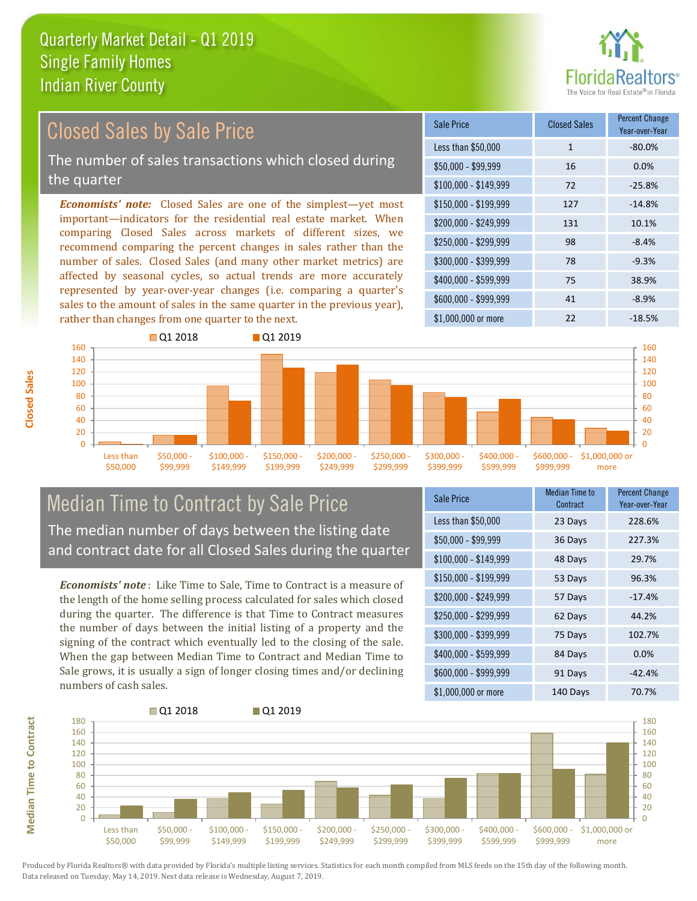# Quarterly Market Detail - Q1 2019
## Single Family Homes
## Indian River County

## Closed Sales by Sale Price

The number of sales transactions which closed during the quarter

***Economists' note:*** Closed Sales are one of the simplest—yet most important—indicators for the residential real estate market. When comparing Closed Sales across markets of different sizes, we recommend comparing the percent changes in sales rather than the number of sales. Closed Sales (and many other market metrics) are affected by seasonal cycles, so actual trends are more accurately represented by year-over-year changes (i.e. comparing a quarter's sales to the amount of sales in the same quarter in the previous year), rather than changes from one quarter to the next.

| Sale Price | Closed Sales | Percent Change Year-over-Year |
|---|---|---|
| Less than $50,000 | 1 | -80.0% |
| $50,000 - $99,999 | 16 | 0.0% |
| $100,000 - $149,999 | 72 | -25.8% |
| $150,000 - $199,999 | 127 | -14.8% |
| $200,000 - $249,999 | 131 | 10.1% |
| $250,000 - $299,999 | 98 | -8.4% |
| $300,000 - $399,999 | 78 | -9.3% |
| $400,000 - $599,999 | 75 | 38.9% |
| $600,000 - $999,999 | 41 | -8.9% |
| $1,000,000 or more | 22 | -18.5% |

## Median Time to Contract by Sale Price

The median number of days between the listing date and contract date for all Closed Sales during the quarter

***Economists' note*** : Like Time to Sale, Time to Contract is a measure of the length of the home selling process calculated for sales which closed during the quarter. The difference is that Time to Contract measures the number of days between the initial listing of a property and the signing of the contract which eventually led to the closing of the sale. When the gap between Median Time to Contract and Median Time to Sale grows, it is usually a sign of longer closing times and/or declining numbers of cash sales.

| Sale Price | Median Time to Contract | Percent Change Year-over-Year |
|---|---|---|
| Less than $50,000 | 23 Days | 228.6% |
| $50,000 - $99,999 | 36 Days | 227.3% |
| $100,000 - $149,999 | 48 Days | 29.7% |
| $150,000 - $199,999 | 53 Days | 96.3% |
| $200,000 - $249,999 | 57 Days | -17.4% |
| $250,000 - $299,999 | 62 Days | 44.2% |
| $300,000 - $399,999 | 75 Days | 102.7% |
| $400,000 - $599,999 | 84 Days | 0.0% |
| $600,000 - $999,999 | 91 Days | -42.4% |
| $1,000,000 or more | 140 Days | 70.7% |

Produced by Florida Realtors® with data provided by Florida's multiple listing services. Statistics for each month compiled from MLS feeds on the 15th day of the following month. Data released on Tuesday, May 14, 2019. Next data release is Wednesday, August 7, 2019.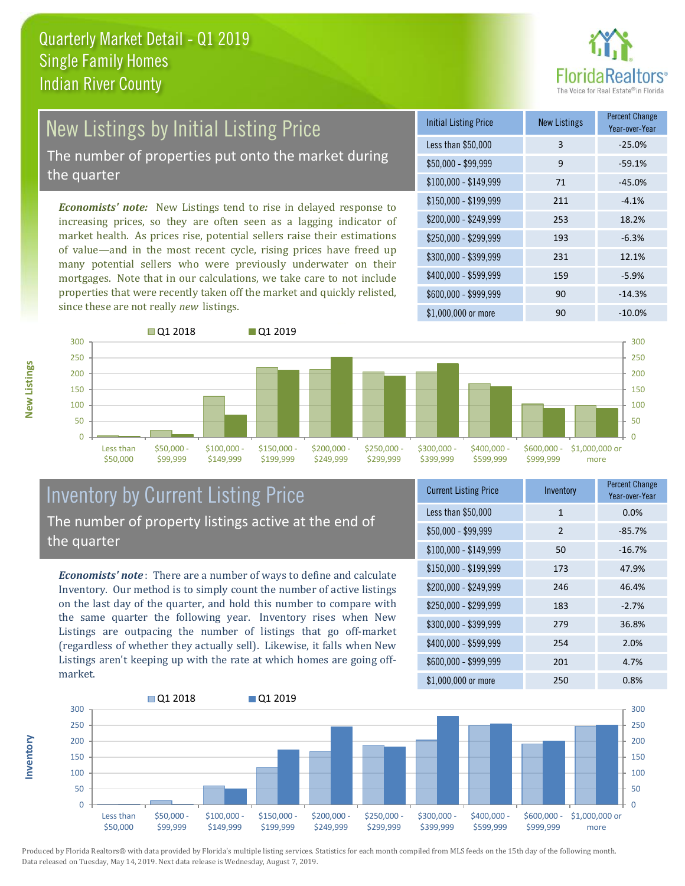# Quarterly Market Detail - Q1 2019
## Single Family Homes
## Indian River County

## New Listings by Initial Listing Price

The number of properties put onto the market during the quarter

*Economists' note:* New Listings tend to rise in delayed response to increasing prices, so they are often seen as a lagging indicator of market health. As prices rise, potential sellers raise their estimations of value—and in the most recent cycle, rising prices have freed up many potential sellers who were previously underwater on their mortgages. Note that in our calculations, we take care to not include properties that were recently taken off the market and quickly relisted, since these are not really *new* listings.

| Initial Listing Price | New Listings | Percent Change Year-over-Year |
|---|---|---|
| Less than $50,000 | 3 | -25.0% |
| $50,000 - $99,999 | 9 | -59.1% |
| $100,000 - $149,999 | 71 | -45.0% |
| $150,000 - $199,999 | 211 | -4.1% |
| $200,000 - $249,999 | 253 | 18.2% |
| $250,000 - $299,999 | 193 | -6.3% |
| $300,000 - $399,999 | 231 | 12.1% |
| $400,000 - $599,999 | 159 | -5.9% |
| $600,000 - $999,999 | 90 | -14.3% |
| $1,000,000 or more | 90 | -10.0% |

## Inventory by Current Listing Price

The number of property listings active at the end of the quarter

*Economists' note*: There are a number of ways to define and calculate Inventory. Our method is to simply count the number of active listings on the last day of the quarter, and hold this number to compare with the same quarter the following year. Inventory rises when New Listings are outpacing the number of listings that go off-market (regardless of whether they actually sell). Likewise, it falls when New Listings aren't keeping up with the rate at which homes are going off-market.

| Current Listing Price | Inventory | Percent Change Year-over-Year |
|---|---|---|
| Less than $50,000 | 1 | 0.0% |
| $50,000 - $99,999 | 2 | -85.7% |
| $100,000 - $149,999 | 50 | -16.7% |
| $150,000 - $199,999 | 173 | 47.9% |
| $200,000 - $249,999 | 246 | 46.4% |
| $250,000 - $299,999 | 183 | -2.7% |
| $300,000 - $399,999 | 279 | 36.8% |
| $400,000 - $599,999 | 254 | 2.0% |
| $600,000 - $999,999 | 201 | 4.7% |
| $1,000,000 or more | 250 | 0.8% |

Produced by Florida Realtors® with data provided by Florida's multiple listing services. Statistics for each month compiled from MLS feeds on the 15th day of the following month. Data released on Tuesday, May 14, 2019. Next data release is Wednesday, August 7, 2019.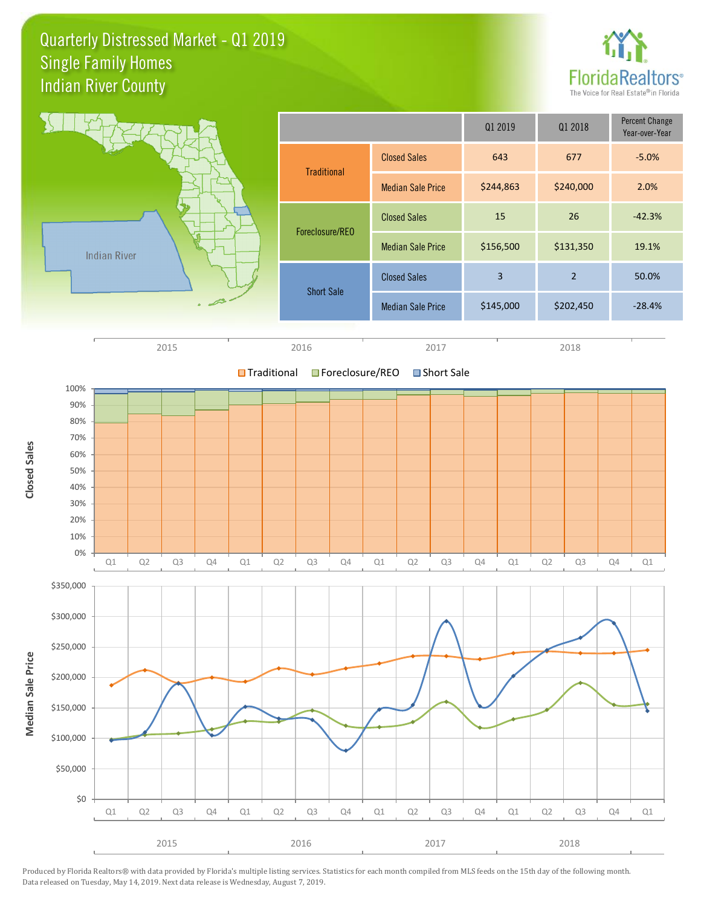# Quarterly Distressed Market - Q1 2019
## Single Family Homes
## Indian River County

FloridaRealtors®
The Voice for Real Estate® in Florida

Indian River

| | | Q1 2019 | Q1 2018 | Percent Change Year-over-Year |
|---|---|---|---|---|
| Traditional | Closed Sales | 643 | 677 | -5.0% |
| | Median Sale Price | $244,863 | $240,000 | 2.0% |
| Foreclosure/REO | Closed Sales | 15 | 26 | -42.3% |
| | Median Sale Price | $156,500 | $131,350 | 19.1% |
| Short Sale | Closed Sales | 3 | 2 | 50.0% |
| | Median Sale Price | $145,000 | $202,450 | -28.4% |

2015 2016 2017 2018

Traditional Foreclosure/REO Short Sale

Closed Sales

100% 90% 80% 70% 60% 50% 40% 30% 20% 10% 0%

Q1 Q2 Q3 Q4 Q1 Q2 Q3 Q4 Q1 Q2 Q3 Q4 Q1 Q2 Q3 Q4 Q1

Median Sale Price

$350,000 $300,000 $250,000 $200,000 $150,000 $100,000 $50,000 $0

Q1 Q2 Q3 Q4 Q1 Q2 Q3 Q4 Q1 Q2 Q3 Q4 Q1 Q2 Q3 Q4 Q1

2015 2016 2017 2018

Produced by Florida Realtors® with data provided by Florida's multiple listing services. Statistics for each month compiled from MLS feeds on the 15th day of the following month.
Data released on Tuesday, May 14, 2019. Next data release is Wednesday, August 7, 2019.